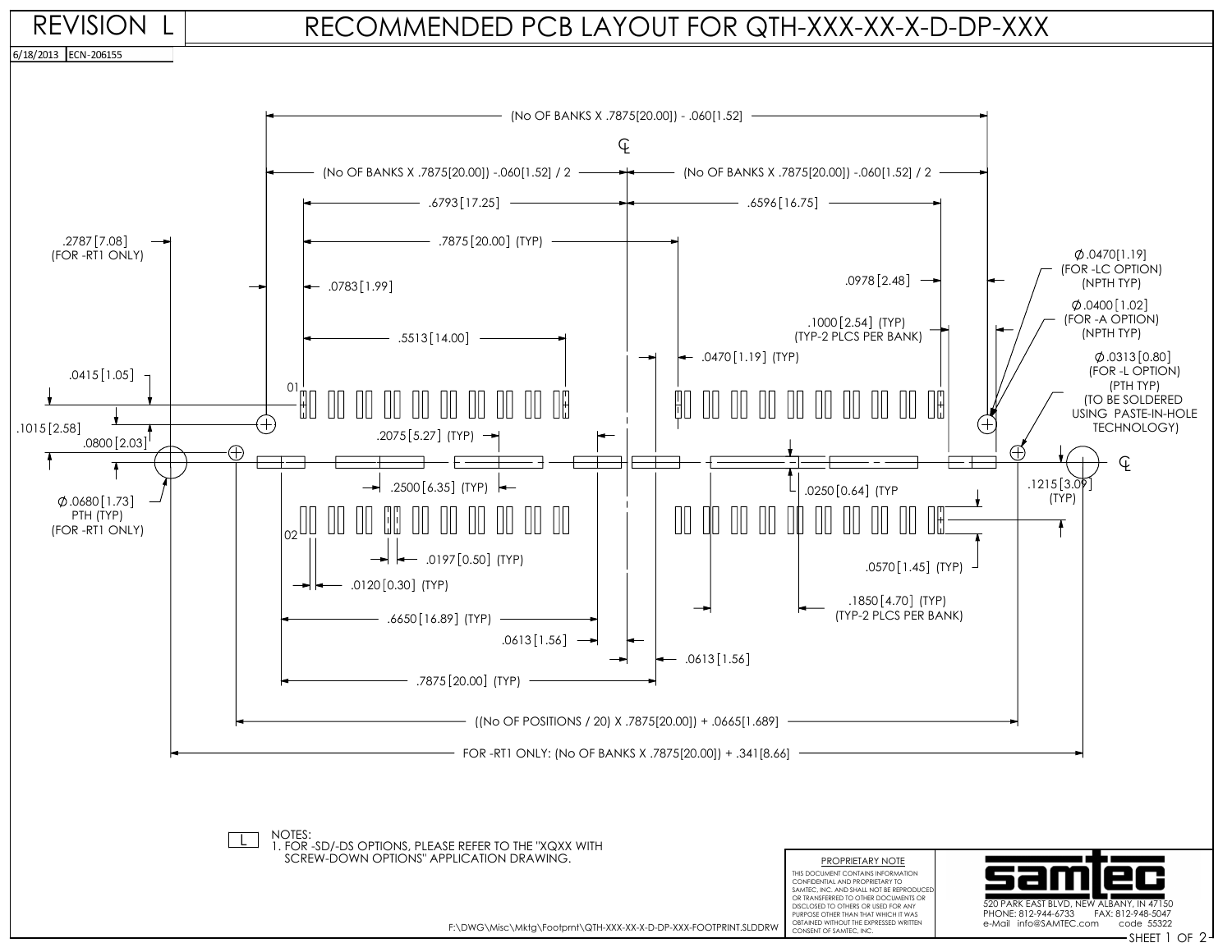# RECOMMENDED PCB LAYOUT FOR QTH-XXX-XX-X-D-DP-XXX

REVISION L

6/18/2013 ECN-206155

(No OF BANKS X .7875[20.00]) - .060[1.52]

(No OF BANKS X .7875[20.00]) -.060[1.52] / 2

(No OF BANKS X .7875[20.00]) -.060[1.52] / 2

.6793[17.25]

.6596[16.75]

.7875[20.00] (TYP)

.2787[7.08] (FOR -RT1 ONLY)

.0783[1.99]

.0978[2.48]

Ø.0470[1.19] (FOR -LC OPTION) (NPTH TYP)

Ø.0400[1.02] (FOR -A OPTION) (NPTH TYP)

.1000[2.54] (TYP) (TYP-2 PLCS PER BANK)

.5513[14.00]

.0470[1.19] (TYP)

Ø.0313[0.80] (FOR -L OPTION) (PTH TYP) (TO BE SOLDERED USING PASTE-IN-HOLE TECHNOLOGY)

.0415[1.05]

01

.1015[2.58]

.0800[2.03]

.2075[5.27] (TYP)

.2500[6.35] (TYP)

.0250[0.64] (TYP

.1215[3.09] (TYP)

Ø.0680[1.73] PTH (TYP) (FOR -RT1 ONLY)

02

.0197[0.50] (TYP)

.0570[1.45] (TYP)

.0120[0.30] (TYP)

.1850[4.70] (TYP) (TYP-2 PLCS PER BANK)

.6650[16.89] (TYP)

.0613[1.56]

.0613[1.56]

.7875[20.00] (TYP)

((No OF POSITIONS / 20) X .7875[20.00]) + .0665[1.689]

FOR -RT1 ONLY: (No OF BANKS X .7875[20.00]) + .341[8.66]

L NOTES:
1. FOR -SD/-DS OPTIONS, PLEASE REFER TO THE "XQXX WITH SCREW-DOWN OPTIONS" APPLICATION DRAWING.

F:\DWG\Misc\Mktg\Footprnt\QTH-XXX-XX-X-D-DP-XXX-FOOTPRINT.SLDDRW

PROPRIETARY NOTE

THIS DOCUMENT CONTAINS INFORMATION CONFIDENTIAL AND PROPRIETARY TO SAMTEC, INC. AND SHALL NOT BE REPRODUCED OR TRANSFERRED TO OTHER DOCUMENTS OR DISCLOSED TO OTHERS OR USED FOR ANY PURPOSE OTHER THAN THAT WHICH IT WAS OBTAINED WITHOUT THE EXPRESSED WRITTEN CONSENT OF SAMTEC, INC.

samtec

520 PARK EAST BLVD, NEW ALBANY, IN 47150
PHONE: 812-944-6733 FAX: 812-948-5047
e-Mail info@SAMTEC.com code 55322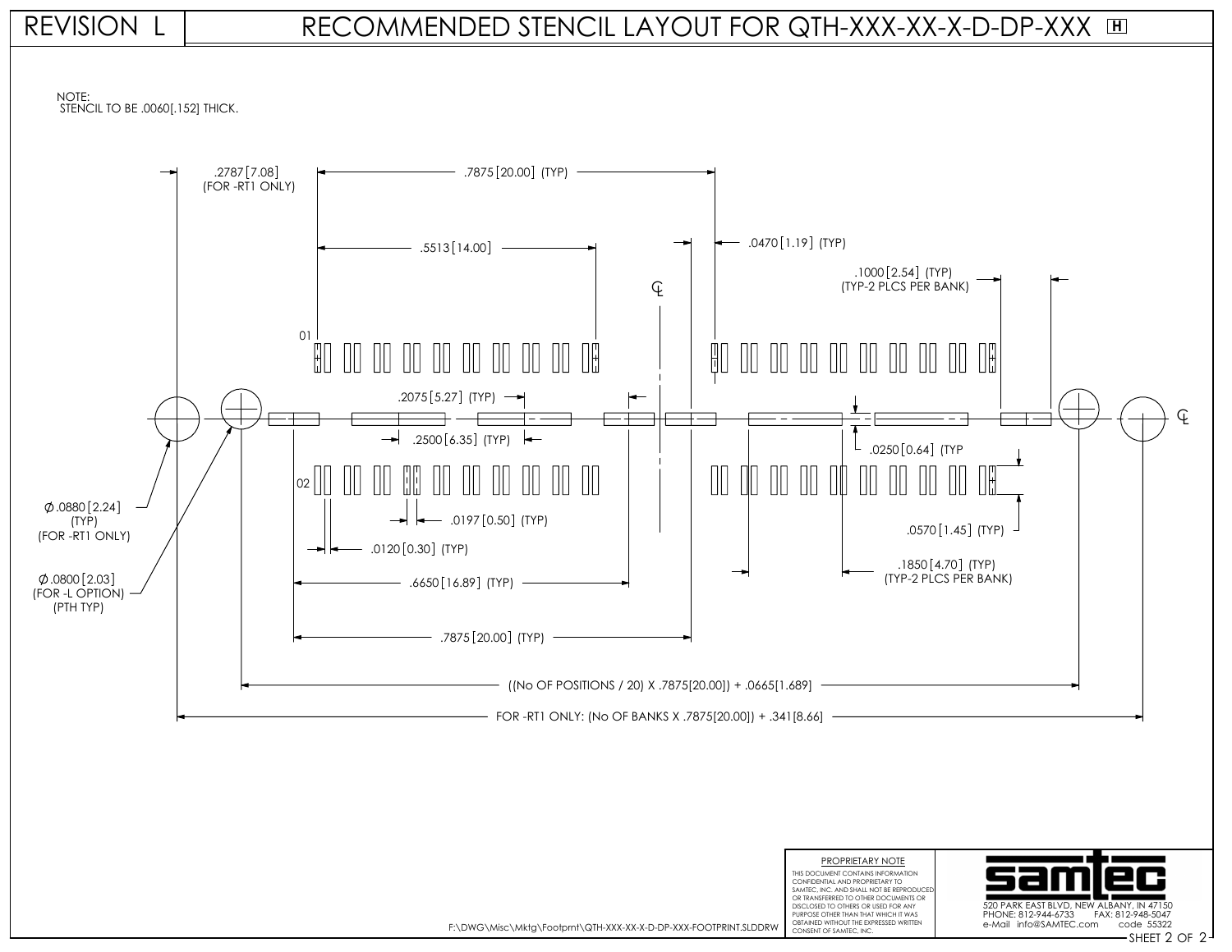REVISION L

# RECOMMENDED STENCIL LAYOUT FOR QTH-XXX-XX-X-D-DP-XXX

NOTE:
STENCIL TO BE .0060[.152] THICK.

.2787[7.08] (FOR -RT1 ONLY)

.7875[20.00] (TYP)

.5513[14.00]

.0470[1.19] (TYP)

.1000[2.54] (TYP) (TYP-2 PLCS PER BANK)

01

02

.2075[5.27] (TYP)

.2500[6.35] (TYP)

.0250[0.64] (TYP

.0197[0.50] (TYP)

.0120[0.30] (TYP)

.0570[1.45] (TYP)

Ø.0880[2.24] (TYP) (FOR -RT1 ONLY)

Ø.0800[2.03] (FOR -L OPTION) (PTH TYP)

.6650[16.89] (TYP)

.1850[4.70] (TYP) (TYP-2 PLCS PER BANK)

.7875[20.00] (TYP)

((No OF POSITIONS / 20) X .7875[20.00]) + .0665[1.689]

FOR -RT1 ONLY: (No OF BANKS X .7875[20.00]) + .341[8.66]

PROPRIETARY NOTE

THIS DOCUMENT CONTAINS INFORMATION CONFIDENTIAL AND PROPRIETARY TO SAMTEC, INC. AND SHALL NOT BE REPRODUCED OR TRANSFERRED TO OTHER DOCUMENTS OR DISCLOSED TO OTHERS OR USED FOR ANY PURPOSE OTHER THAN THAT WHICH IT WAS OBTAINED WITHOUT THE EXPRESSED WRITTEN CONSENT OF SAMTEC, INC.

F:\DWG\Misc\Mktg\Footprnt\QTH-XXX-XX-X-D-DP-XXX-FOOTPRINT.SLDDRW

samtec

520 PARK EAST BLVD, NEW ALBANY, IN 47150
PHONE: 812-944-6733 FAX: 812-948-5047
e-Mail info@SAMTEC.com code 55322